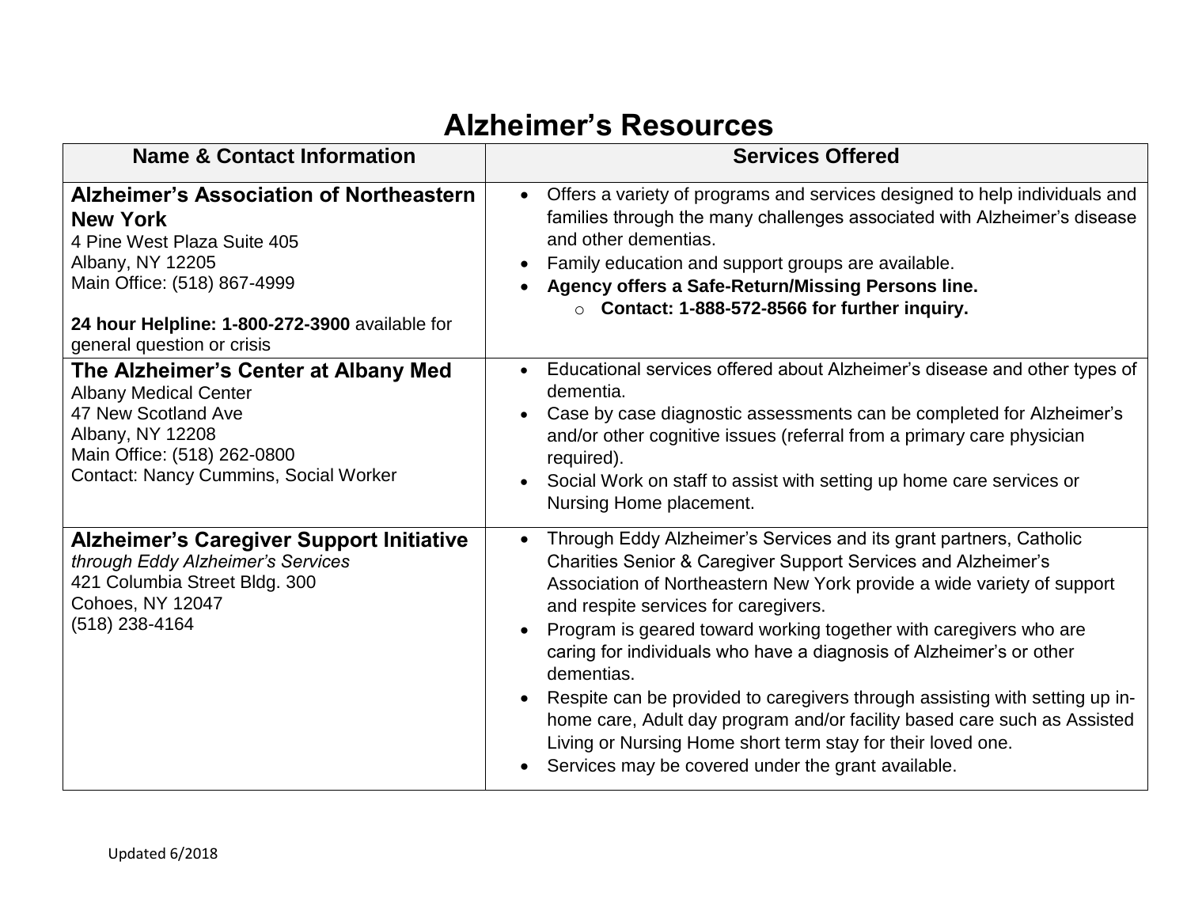# Alzheimer's Resources

| Name & Contact Information | Services Offered |
|---|---|
| **Alzheimer's Association of Northeastern New York**<br>4 Pine West Plaza Suite 405<br>Albany, NY 12205<br>Main Office: (518) 867-4999<br><br>**24 hour Helpline: 1-800-272-3900** available for general question or crisis | • Offers a variety of programs and services designed to help individuals and families through the many challenges associated with Alzheimer's disease and other dementias.<br>• Family education and support groups are available.<br>• **Agency offers a Safe-Return/Missing Persons line.**<br>&nbsp;&nbsp;&nbsp;&nbsp;○ **Contact: 1-888-572-8566 for further inquiry.** |
| **The Alzheimer's Center at Albany Med**<br>Albany Medical Center<br>47 New Scotland Ave<br>Albany, NY 12208<br>Main Office: (518) 262-0800<br>Contact: Nancy Cummins, Social Worker | • Educational services offered about Alzheimer's disease and other types of dementia.<br>• Case by case diagnostic assessments can be completed for Alzheimer's and/or other cognitive issues (referral from a primary care physician required).<br>• Social Work on staff to assist with setting up home care services or Nursing Home placement. |
| **Alzheimer's Caregiver Support Initiative**<br>*through Eddy Alzheimer's Services*<br>421 Columbia Street Bldg. 300<br>Cohoes, NY 12047<br>(518) 238-4164 | • Through Eddy Alzheimer's Services and its grant partners, Catholic Charities Senior & Caregiver Support Services and Alzheimer's Association of Northeastern New York provide a wide variety of support and respite services for caregivers.<br>• Program is geared toward working together with caregivers who are caring for individuals who have a diagnosis of Alzheimer's or other dementias.<br>• Respite can be provided to caregivers through assisting with setting up in-home care, Adult day program and/or facility based care such as Assisted Living or Nursing Home short term stay for their loved one.<br>• Services may be covered under the grant available. |

Updated 6/2018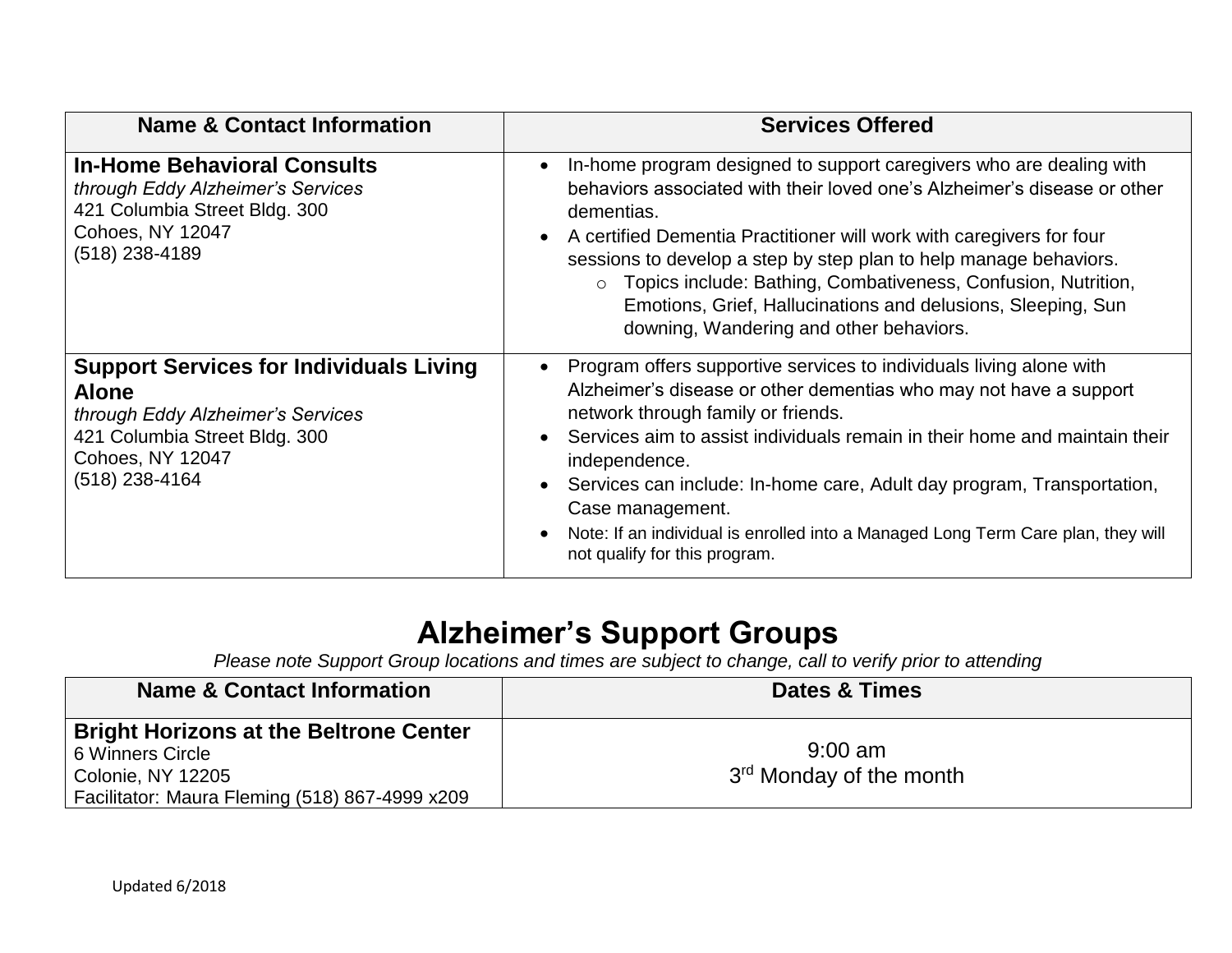| Name & Contact Information | Services Offered |
| --- | --- |
| **In-Home Behavioral Consults**<br>*through Eddy Alzheimer's Services*<br>421 Columbia Street Bldg. 300<br>Cohoes, NY 12047<br>(518) 238-4189 | • In-home program designed to support caregivers who are dealing with behaviors associated with their loved one's Alzheimer's disease or other dementias.<br>• A certified Dementia Practitioner will work with caregivers for four sessions to develop a step by step plan to help manage behaviors.<br>&nbsp;&nbsp;&nbsp;&nbsp;○ Topics include: Bathing, Combativeness, Confusion, Nutrition, Emotions, Grief, Hallucinations and delusions, Sleeping, Sun downing, Wandering and other behaviors. |
| **Support Services for Individuals Living Alone**<br>*through Eddy Alzheimer's Services*<br>421 Columbia Street Bldg. 300<br>Cohoes, NY 12047<br>(518) 238-4164 | • Program offers supportive services to individuals living alone with Alzheimer's disease or other dementias who may not have a support network through family or friends.<br>• Services aim to assist individuals remain in their home and maintain their independence.<br>• Services can include: In-home care, Adult day program, Transportation, Case management.<br>• Note: If an individual is enrolled into a Managed Long Term Care plan, they will not qualify for this program. |

# Alzheimer's Support Groups

*Please note Support Group locations and times are subject to change, call to verify prior to attending*

| Name & Contact Information | Dates & Times |
| --- | --- |
| **Bright Horizons at the Beltrone Center**<br>6 Winners Circle<br>Colonie, NY 12205<br>Facilitator: Maura Fleming (518) 867-4999 x209 | 9:00 am<br>3rd Monday of the month |

Updated 6/2018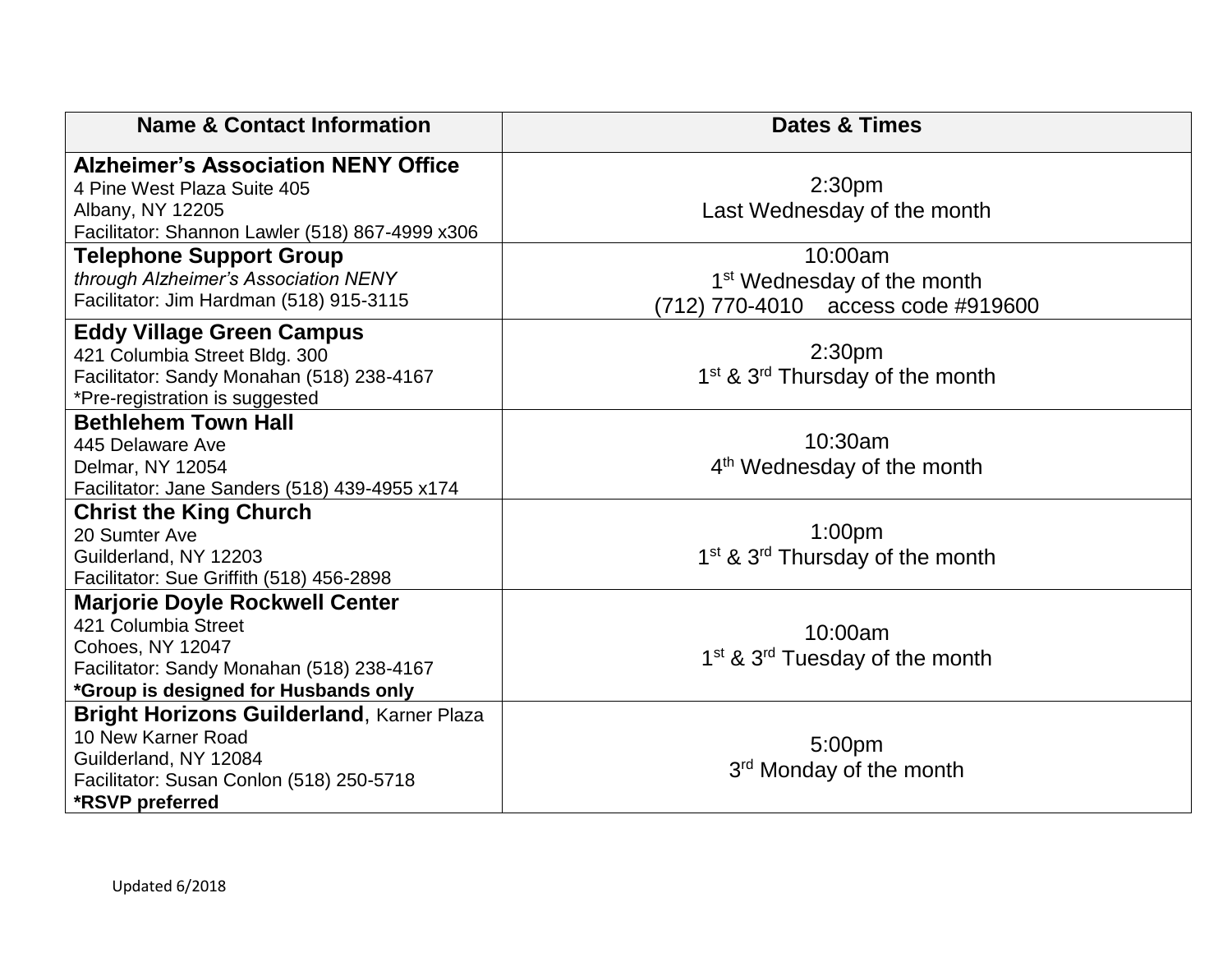| Name & Contact Information | Dates & Times |
|---|---|
| **Alzheimer's Association NENY Office**<br>4 Pine West Plaza Suite 405<br>Albany, NY 12205<br>Facilitator: Shannon Lawler (518) 867-4999 x306 | 2:30pm<br>Last Wednesday of the month |
| **Telephone Support Group**<br>*through Alzheimer's Association NENY*<br>Facilitator: Jim Hardman (518) 915-3115 | 10:00am<br>1st Wednesday of the month<br>(712) 770-4010 access code #919600 |
| **Eddy Village Green Campus**<br>421 Columbia Street Bldg. 300<br>Facilitator: Sandy Monahan (518) 238-4167<br>*Pre-registration is suggested | 2:30pm<br>1st & 3rd Thursday of the month |
| **Bethlehem Town Hall**<br>445 Delaware Ave<br>Delmar, NY 12054<br>Facilitator: Jane Sanders (518) 439-4955 x174 | 10:30am<br>4th Wednesday of the month |
| **Christ the King Church**<br>20 Sumter Ave<br>Guilderland, NY 12203<br>Facilitator: Sue Griffith (518) 456-2898 | 1:00pm<br>1st & 3rd Thursday of the month |
| **Marjorie Doyle Rockwell Center**<br>421 Columbia Street<br>Cohoes, NY 12047<br>Facilitator: Sandy Monahan (518) 238-4167<br>**\*Group is designed for Husbands only** | 10:00am<br>1st & 3rd Tuesday of the month |
| **Bright Horizons Guilderland**, Karner Plaza<br>10 New Karner Road<br>Guilderland, NY 12084<br>Facilitator: Susan Conlon (518) 250-5718<br>**\*RSVP preferred** | 5:00pm<br>3rd Monday of the month |

Updated 6/2018